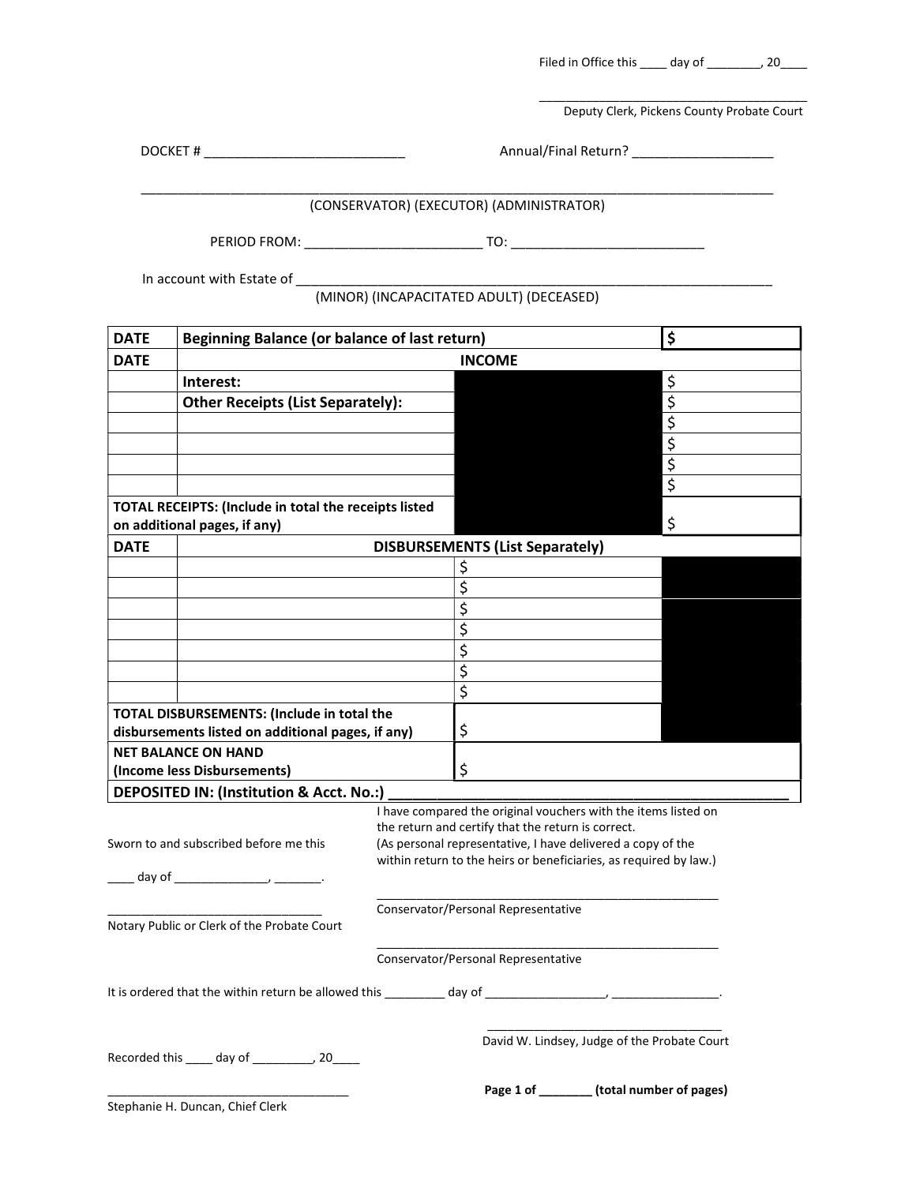Filed in Office this ____ day of ________, 20____

____________________________________
Deputy Clerk, Pickens County Probate Court

DOCKET # ___________________________ Annual/Final Return? ___________________

_____________________________________________________________________________________
(CONSERVATOR) (EXECUTOR) (ADMINISTRATOR)

PERIOD FROM: ________________________ TO: __________________________

In account with Estate of ___________________________________________________________________
(MINOR) (INCAPACITATED ADULT) (DECEASED)

| DATE | Beginning Balance (or balance of last return) | | $ |
|---|---|---|---|
| **DATE** | **INCOME** | | |
| | **Interest:** | | $ |
| | **Other Receipts (List Separately):** | | $ |
| | | | $ |
| | | | $ |
| | | | $ |
| | | | $ |
| **TOTAL RECEIPTS: (Include in total the receipts listed on additional pages, if any)** | | | $ |
| **DATE** | **DISBURSEMENTS (List Separately)** | | |
| | | $ | |
| | | $ | |
| | | $ | |
| | | $ | |
| | | $ | |
| | | $ | |
| | | $ | |
| **TOTAL DISBURSEMENTS: (Include in total the disbursements listed on additional pages, if any)** | | $ | |
| **NET BALANCE ON HAND (Income less Disbursements)** | | $ | |
| **DEPOSITED IN: (Institution & Acct. No.:)** ___________________________________________ | | | |

I have compared the original vouchers with the items listed on the return and certify that the return is correct.
(As personal representative, I have delivered a copy of the within return to the heirs or beneficiaries, as required by law.)

Sworn to and subscribed before me this

____ day of ______________, _______.

_______________________________
Notary Public or Clerk of the Probate Court

____________________________________________________
Conservator/Personal Representative

____________________________________________________
Conservator/Personal Representative

It is ordered that the within return be allowed this _________ day of __________________, ________________.

____________________________________
David W. Lindsey, Judge of the Probate Court

Recorded this ____ day of _________, 20____

____________________________________
Stephanie H. Duncan, Chief Clerk

**Page 1 of ________ (total number of pages)**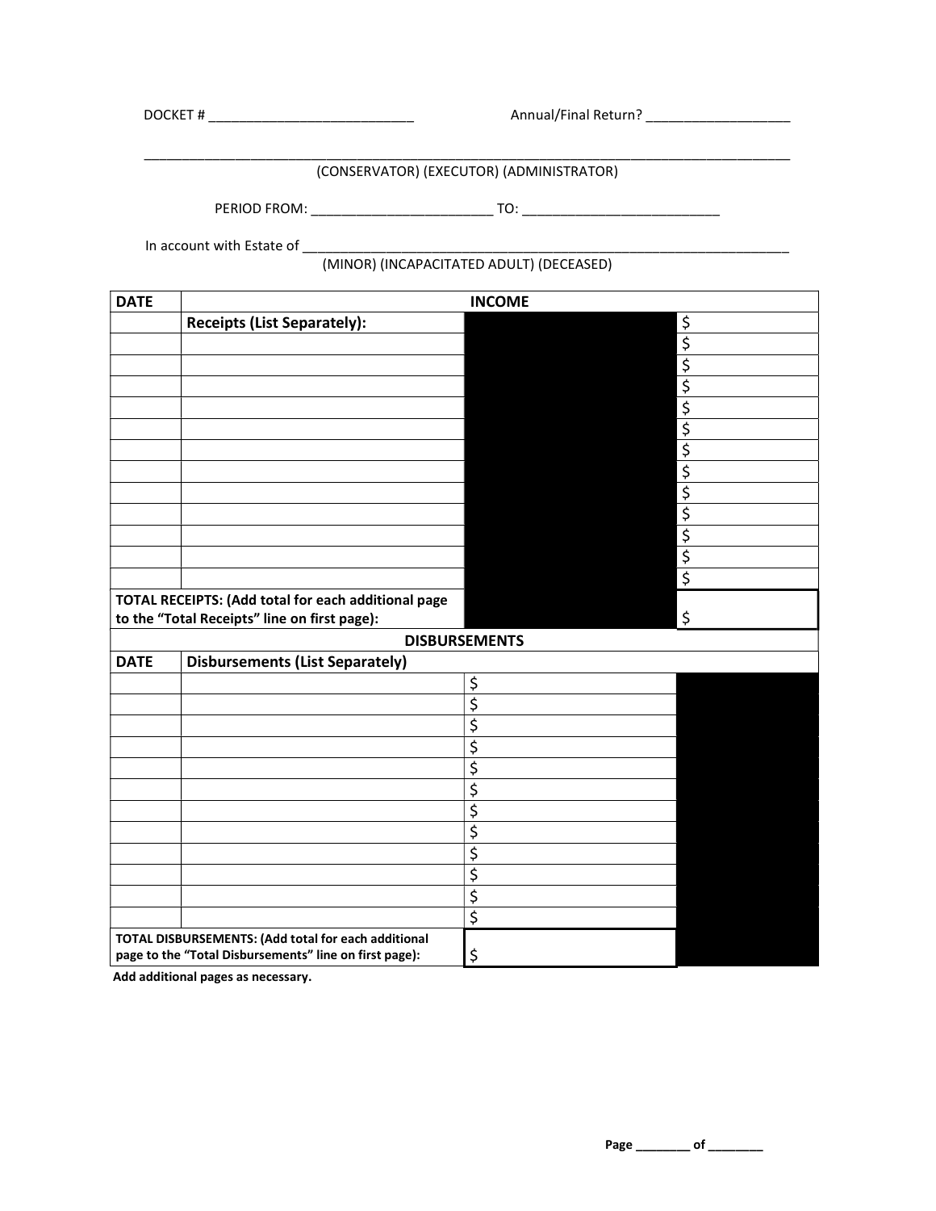DOCKET # ___________________________ Annual/Final Return? ___________________

_____________________________________________________________________________________________

(CONSERVATOR) (EXECUTOR) (ADMINISTRATOR)

PERIOD FROM: ________________________ TO: __________________________

In account with Estate of __________________________________________________________________

(MINOR) (INCAPACITATED ADULT) (DECEASED)

| DATE | INCOME | | |
|---|---|---|---|
| | **Receipts (List Separately):** | | $ |
| | | | $ |
| | | | $ |
| | | | $ |
| | | | $ |
| | | | $ |
| | | | $ |
| | | | $ |
| | | | $ |
| | | | $ |
| | | | $ |
| | | | $ |
| | | | $ |
| **TOTAL RECEIPTS: (Add total for each additional page to the "Total Receipts" line on first page):** | | | $ |
| | **DISBURSEMENTS** | | |
| **DATE** | **Disbursements (List Separately)** | | |
| | | $ | |
| | | $ | |
| | | $ | |
| | | $ | |
| | | $ | |
| | | $ | |
| | | $ | |
| | | $ | |
| | | $ | |
| | | $ | |
| | | $ | |
| | | $ | |
| **TOTAL DISBURSEMENTS: (Add total for each additional page to the "Total Disbursements" line on first page):** | | $ | |

**Add additional pages as necessary.**

**Page ________ of ________**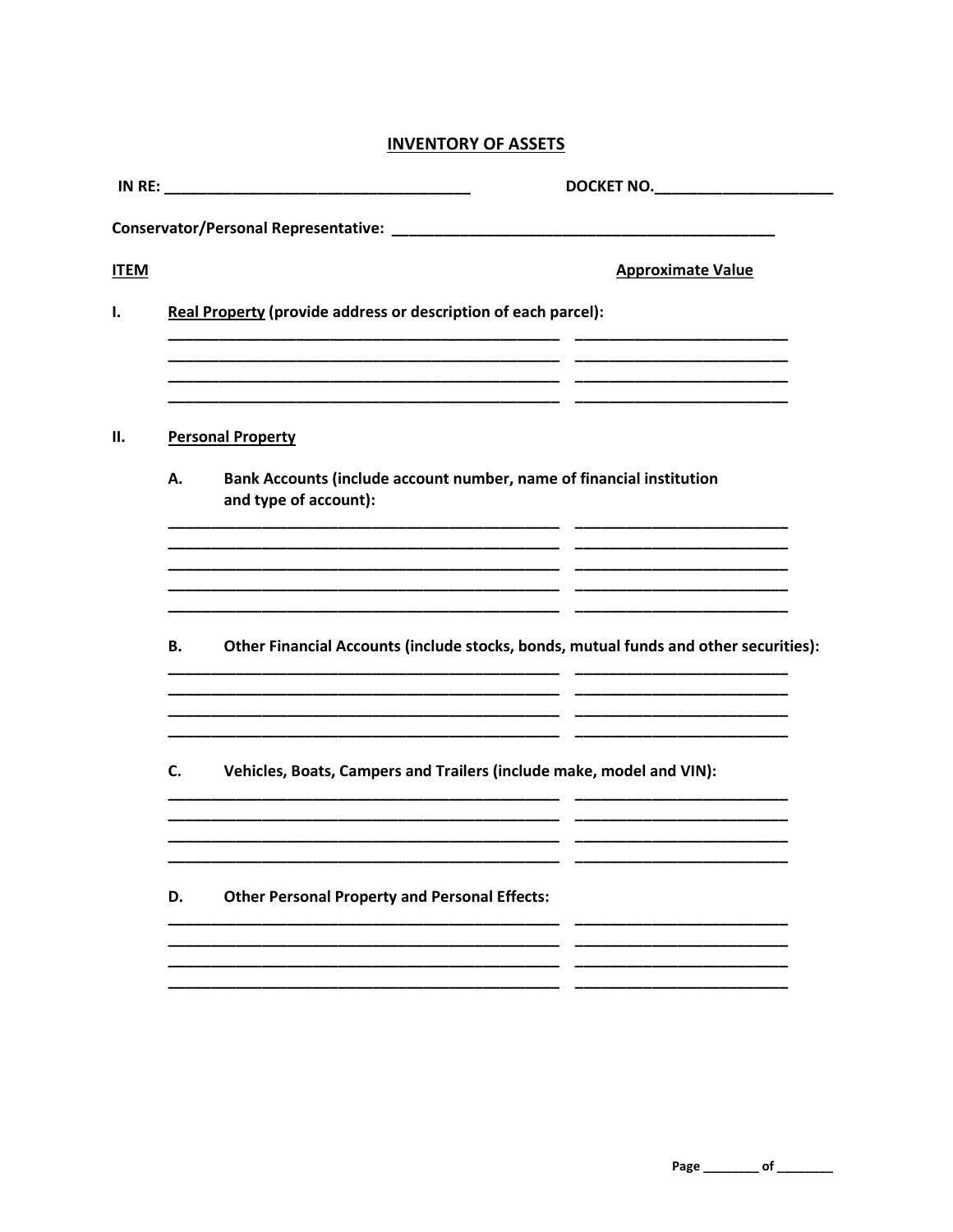# INVENTORY OF ASSETS

**IN RE: ____________________________________** **DOCKET NO.____________________**

**Conservator/Personal Representative: ____________________________________________**

| **ITEM** | | **Approximate Value** |
|---|---|---|

**I.** **Real Property** **(provide address or description of each parcel):**

| | |
|---|---|
| ______________________________________________ | ________________________ |
| ______________________________________________ | ________________________ |
| ______________________________________________ | ________________________ |
| ______________________________________________ | ________________________ |

**II.** **Personal Property**

**A.** **Bank Accounts (include account number, name of financial institution and type of account):**

| | |
|---|---|
| ______________________________________________ | ________________________ |
| ______________________________________________ | ________________________ |
| ______________________________________________ | ________________________ |
| ______________________________________________ | ________________________ |
| ______________________________________________ | ________________________ |

**B.** **Other Financial Accounts (include stocks, bonds, mutual funds and other securities):**

| | |
|---|---|
| ______________________________________________ | ________________________ |
| ______________________________________________ | ________________________ |
| ______________________________________________ | ________________________ |
| ______________________________________________ | ________________________ |

**C.** **Vehicles, Boats, Campers and Trailers (include make, model and VIN):**

| | |
|---|---|
| ______________________________________________ | ________________________ |
| ______________________________________________ | ________________________ |
| ______________________________________________ | ________________________ |
| ______________________________________________ | ________________________ |

**D.** **Other Personal Property and Personal Effects:**

| | |
|---|---|
| ______________________________________________ | ________________________ |
| ______________________________________________ | ________________________ |
| ______________________________________________ | ________________________ |
| ______________________________________________ | ________________________ |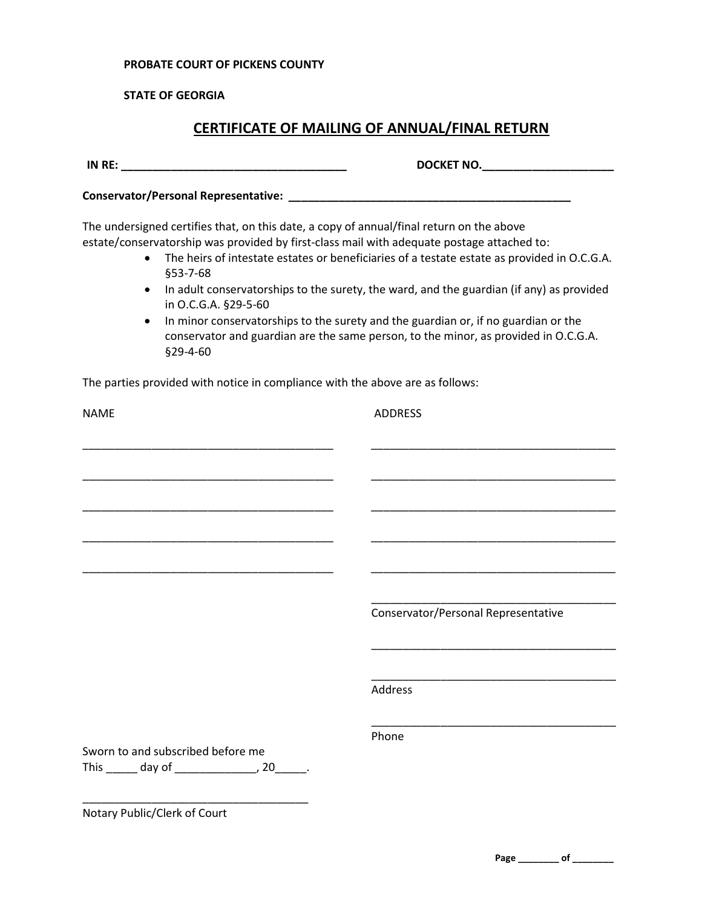**PROBATE COURT OF PICKENS COUNTY**

**STATE OF GEORGIA**

# CERTIFICATE OF MAILING OF ANNUAL/FINAL RETURN

**IN RE: ____________________________________** **DOCKET NO.____________________**

**Conservator/Personal Representative: ______________________________________________**

The undersigned certifies that, on this date, a copy of annual/final return on the above estate/conservatorship was provided by first-class mail with adequate postage attached to:

- The heirs of intestate estates or beneficiaries of a testate estate as provided in O.C.G.A. §53-7-68
- In adult conservatorships to the surety, the ward, and the guardian (if any) as provided in O.C.G.A. §29-5-60
- In minor conservatorships to the surety and the guardian or, if no guardian or the conservator and guardian are the same person, to the minor, as provided in O.C.G.A. §29-4-60

The parties provided with notice in compliance with the above are as follows:

| NAME | ADDRESS |
|---|---|
| ________________________________________ | ________________________________________ |
| ________________________________________ | ________________________________________ |
| ________________________________________ | ________________________________________ |
| ________________________________________ | ________________________________________ |
| ________________________________________ | ________________________________________ |

________________________________________
Conservator/Personal Representative

________________________________________

________________________________________
Address

________________________________________
Phone

Sworn to and subscribed before me
This _____ day of _____________, 20_____.

____________________________________
Notary Public/Clerk of Court